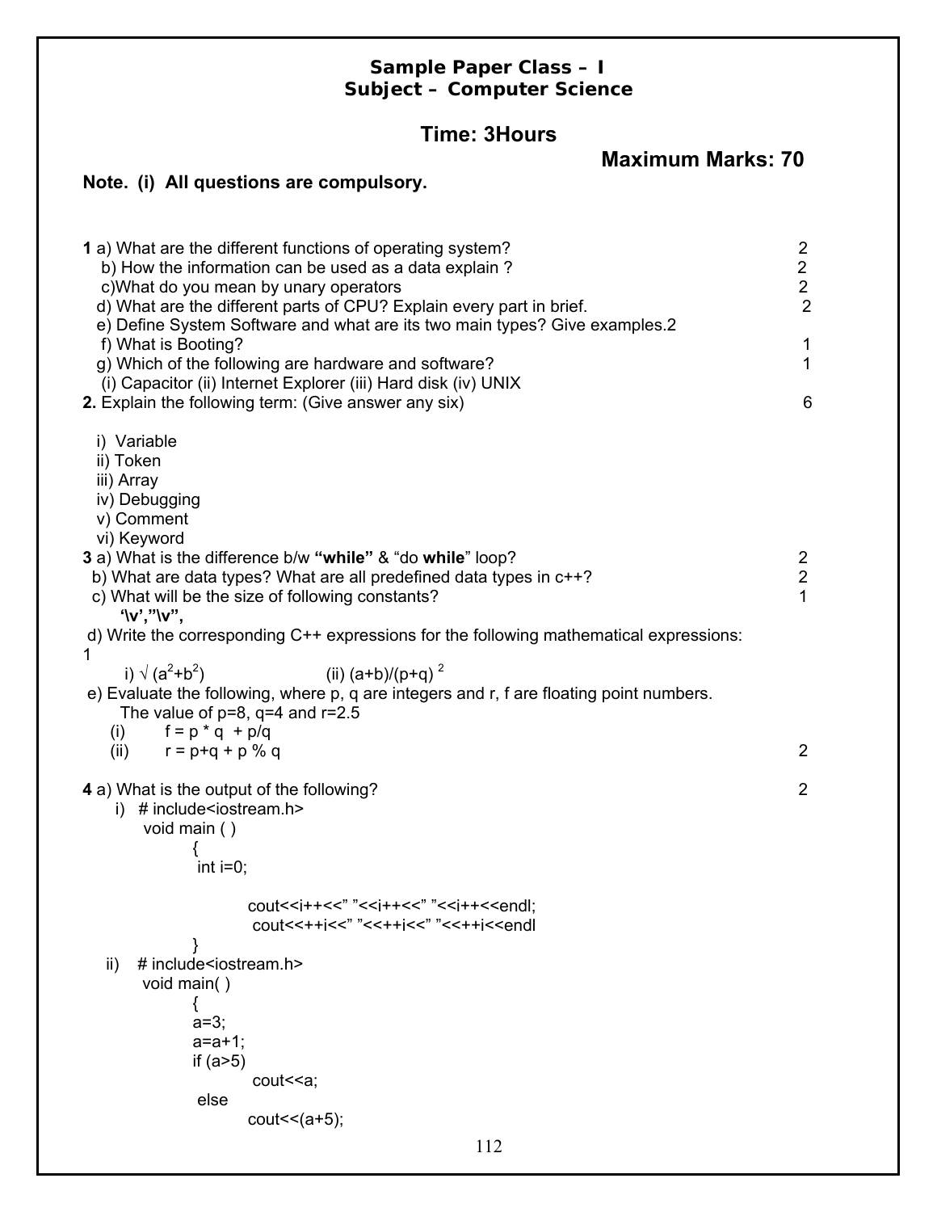# Sample Paper Class – I
## Subject – Computer Science

**Time: 3Hours**

**Maximum Marks: 70**

**Note. (i) All questions are compulsory.**

**1** a) What are the different functions of operating system? 2

b) How the information can be used as a data explain ? 2

c)What do you mean by unary operators 2

d) What are the different parts of CPU? Explain every part in brief. 2

e) Define System Software and what are its two main types? Give examples.2

f) What is Booting? 1

g) Which of the following are hardware and software? 1

(i) Capacitor (ii) Internet Explorer (iii) Hard disk (iv) UNIX

**2.** Explain the following term: (Give answer any six) 6

i) Variable
ii) Token
iii) Array
iv) Debugging
v) Comment
vi) Keyword

**3** a) What is the difference b/w **"while"** & "do **while**" loop? 2

b) What are data types? What are all predefined data types in c++? 2

c) What will be the size of following constants? 1

**'\v',"\v",**

d) Write the corresponding C++ expressions for the following mathematical expressions: 1

i) $\sqrt{(a^2+b^2)}$ (ii) $(a+b)/(p+q)^2$

e) Evaluate the following, where p, q are integers and r, f are floating point numbers.
The value of p=8, q=4 and r=2.5

(i) f = p * q + p/q
(ii) r = p+q + p % q 2

**4** a) What is the output of the following? 2

i)
```
# include<iostream.h>
void main ( )
{
 int i=0;

        cout<<i++<<" "<<i++<<" "<<i++<<endl;
        cout<<++i<<" "<<++i<<" "<<++i<<endl
}
```

ii)
```
# include<iostream.h>
void main( )
{
a=3;
a=a+1;
if (a>5)
        cout<<a;
 else
        cout<<(a+5);
```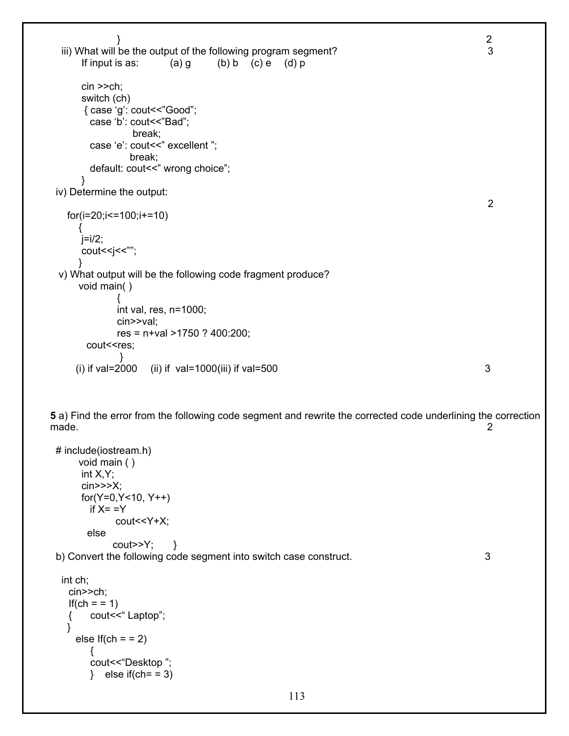```
}
```
2

iii) What will be the output of the following program segment? 3

If input is as: (a) g (b) b (c) e (d) p

```
cin >>ch;
switch (ch)
 { case 'g': cout<<"Good";
   case 'b': cout<<"Bad";
              break;
   case 'e': cout<<" excellent ";
             break;
   default: cout<<" wrong choice";
 }
```

iv) Determine the output: 2

```
for(i=20;i<=100;i+=10)
   {
    j=i/2;
    cout<<j<<"";
   }
```

v) What output will be the following code fragment produce?

```
void main( )
          {
          int val, res, n=1000;
          cin>>val;
          res = n+val >1750 ? 400:200;
   cout<<res;
           }
```

(i) if val=2000 (ii) if val=1000(iii) if val=500 3

**5** a) Find the error from the following code segment and rewrite the corrected code underlining the correction made. 2

```
# include(iostream.h)
      void main ( )
       int X,Y;
       cin>>>X;
       for(Y=0,Y<10, Y++)
          if X= =Y
                cout<<Y+X;
        else
               cout>>Y;      }
```

b) Convert the following code segment into switch case construct. 3

```
int ch;
  cin>>ch;
  If(ch = = 1)
  {     cout<<" Laptop";
  }
    else If(ch = = 2)
        {
        cout<<"Desktop ";
        }   else if(ch= = 3)
```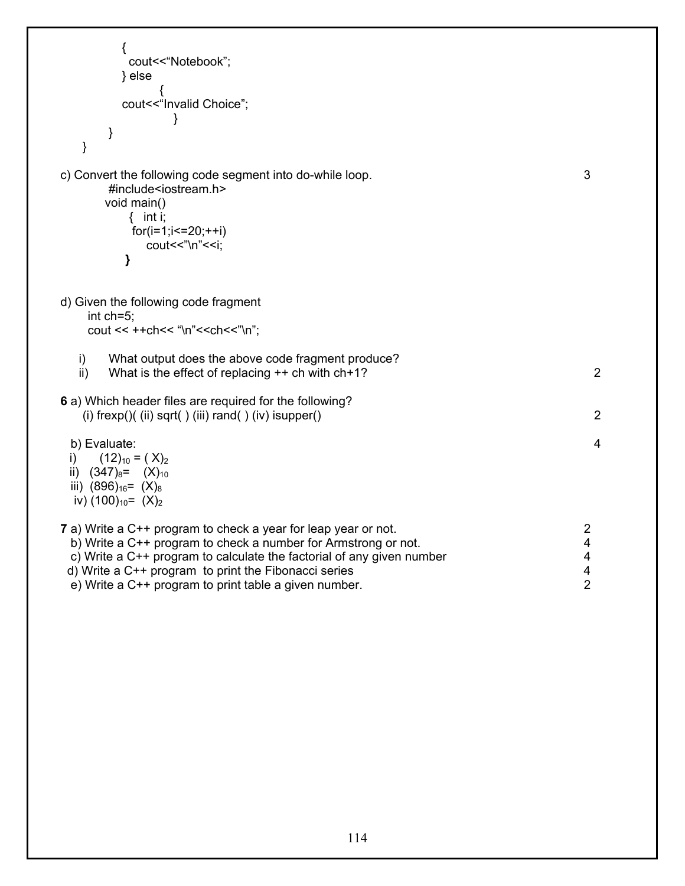```
        {
          cout<<"Notebook";
        } else
              {
        cout<<"Invalid Choice";
                  }
     }
}
```

c) Convert the following code segment into do-while loop. 3

```
#include<iostream.h>
void main()
    {   int i;
     for(i=1;i<=20;++i)
         cout<<"\n"<<i;
    }
```

d) Given the following code fragment

```
int ch=5;
cout << ++ch<< "\n"<<ch<<"\n";
```

i) What output does the above code fragment produce?
ii) What is the effect of replacing ++ ch with ch+1? 2

**6** a) Which header files are required for the following?
(i) frexp()( (ii) sqrt( ) (iii) rand( ) (iv) isupper() 2

b) Evaluate: 4

i) $(12)_{10} = (X)_2$
ii) $(347)_8 = (X)_{10}$
iii) $(896)_{16} = (X)_8$
iv) $(100)_{10} = (X)_2$

**7** a) Write a C++ program to check a year for leap year or not. 2
b) Write a C++ program to check a number for Armstrong or not. 4
c) Write a C++ program to calculate the factorial of any given number 4
d) Write a C++ program to print the Fibonacci series 4
e) Write a C++ program to print table a given number. 2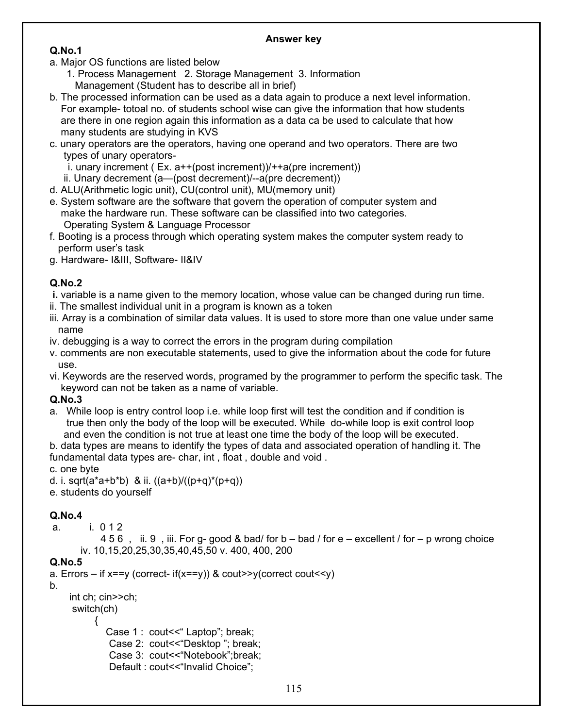## Answer key

**Q.No.1**

a. Major OS functions are listed below
   1. Process Management 2. Storage Management 3. Information Management (Student has to describe all in brief)

b. The processed information can be used as a data again to produce a next level information. For example- totoal no. of students school wise can give the information that how students are there in one region again this information as a data ca be used to calculate that how many students are studying in KVS

c. unary operators are the operators, having one operand and two operators. There are two types of unary operators-
   i. unary increment ( Ex. a++(post increment))/++a(pre increment))
   ii. Unary decrement (a—(post decrement)/--a(pre decrement))

d. ALU(Arithmetic logic unit), CU(control unit), MU(memory unit)

e. System software are the software that govern the operation of computer system and make the hardware run. These software can be classified into two categories. Operating System & Language Processor

f. Booting is a process through which operating system makes the computer system ready to perform user's task

g. Hardware- I&III, Software- II&IV

**Q.No.2**

**i.** variable is a name given to the memory location, whose value can be changed during run time.

ii. The smallest individual unit in a program is known as a token

iii. Array is a combination of similar data values. It is used to store more than one value under same name

iv. debugging is a way to correct the errors in the program during compilation

v. comments are non executable statements, used to give the information about the code for future use.

vi. Keywords are the reserved words, programed by the programmer to perform the specific task. The keyword can not be taken as a name of variable.

**Q.No.3**

a. While loop is entry control loop i.e. while loop first will test the condition and if condition is true then only the body of the loop will be executed. While do-while loop is exit control loop and even the condition is not true at least one time the body of the loop will be executed.

b. data types are means to identify the types of data and associated operation of handling it. The fundamental data types are- char, int , float , double and void .

c. one byte

d. i. sqrt(a*a+b*b) & ii. ((a+b)/((p+q)*(p+q))

e. students do yourself

**Q.No.4**

a. i. 0 1 2
   4 5 6 , ii. 9 , iii. For g- good & bad/ for b – bad / for e – excellent / for – p wrong choice
   iv. 10,15,20,25,30,35,40,45,50 v. 400, 400, 200

**Q.No.5**

a. Errors – if x==y (correct- if(x==y)) & cout>>y(correct cout<<y)

b.

```
int ch; cin>>ch;
switch(ch)
    {
      Case 1 :  cout<<" Laptop"; break;
       Case 2:  cout<<"Desktop "; break;
       Case 3:  cout<<"Notebook";break;
       Default : cout<<"Invalid Choice";
```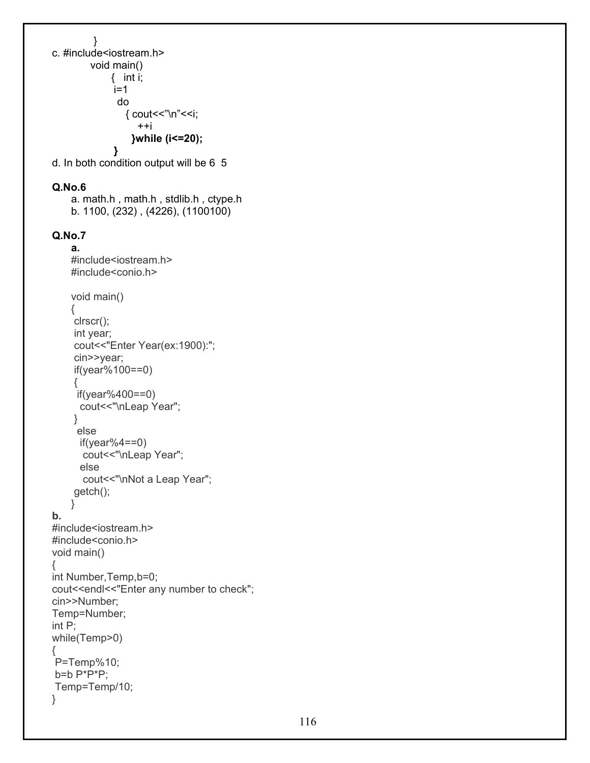```
      }
```

c.
```
#include<iostream.h>
     void main()
          {   int i;
           i=1
            do
              { cout<<"\n"<<i;
                  ++i
              }while (i<=20);
          }
```

d. In both condition output will be 6  5

**Q.No.6**

a. math.h , math.h , stdlib.h , ctype.h
b. 1100, (232) , (4226), (1100100)

**Q.No.7**

**a.**
```
#include<iostream.h>
#include<conio.h>

void main()
{
 clrscr();
 int year;
 cout<<"Enter Year(ex:1900):";
 cin>>year;
 if(year%100==0)
 {
  if(year%400==0)
   cout<<"\nLeap Year";
 }
  else
   if(year%4==0)
    cout<<"\nLeap Year";
   else
    cout<<"\nNot a Leap Year";
 getch();
}
```

**b.**
```
#include<iostream.h>
#include<conio.h>
void main()
{
int Number,Temp,b=0;
cout<<endl<<"Enter any number to check";
cin>>Number;
Temp=Number;
int P;
while(Temp>0)
{
 P=Temp%10;
 b=b P*P*P;
 Temp=Temp/10;
}
```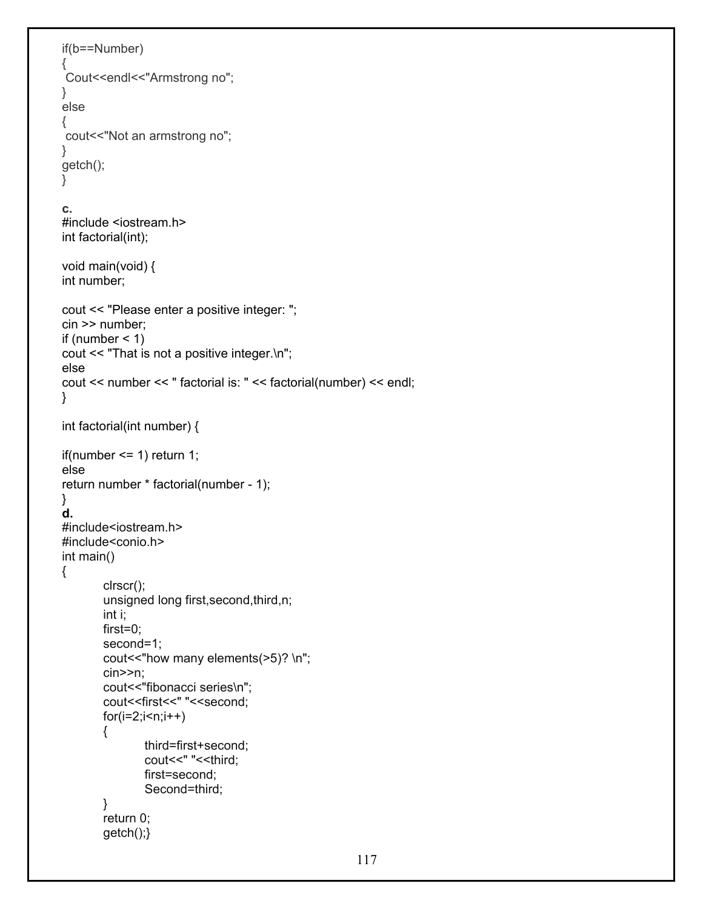```
if(b==Number)
{
 Cout<<endl<<"Armstrong no";
}
else
{
 cout<<"Not an armstrong no";
}
getch();
}
```

**c.**

```
#include <iostream.h>
int factorial(int);

void main(void) {
int number;

cout << "Please enter a positive integer: ";
cin >> number;
if (number < 1)
cout << "That is not a positive integer.\n";
else
cout << number << " factorial is: " << factorial(number) << endl;
}

int factorial(int number) {

if(number <= 1) return 1;
else
return number * factorial(number - 1);
}
```

**d.**

```
#include<iostream.h>
#include<conio.h>
int main()
{
        clrscr();
        unsigned long first,second,third,n;
        int i;
        first=0;
        second=1;
        cout<<"how many elements(>5)? \n";
        cin>>n;
        cout<<"fibonacci series\n";
        cout<<first<<" "<<second;
        for(i=2;i<n;i++)
        {
                third=first+second;
                cout<<" "<<third;
                first=second;
                Second=third;
        }
        return 0;
        getch();}
```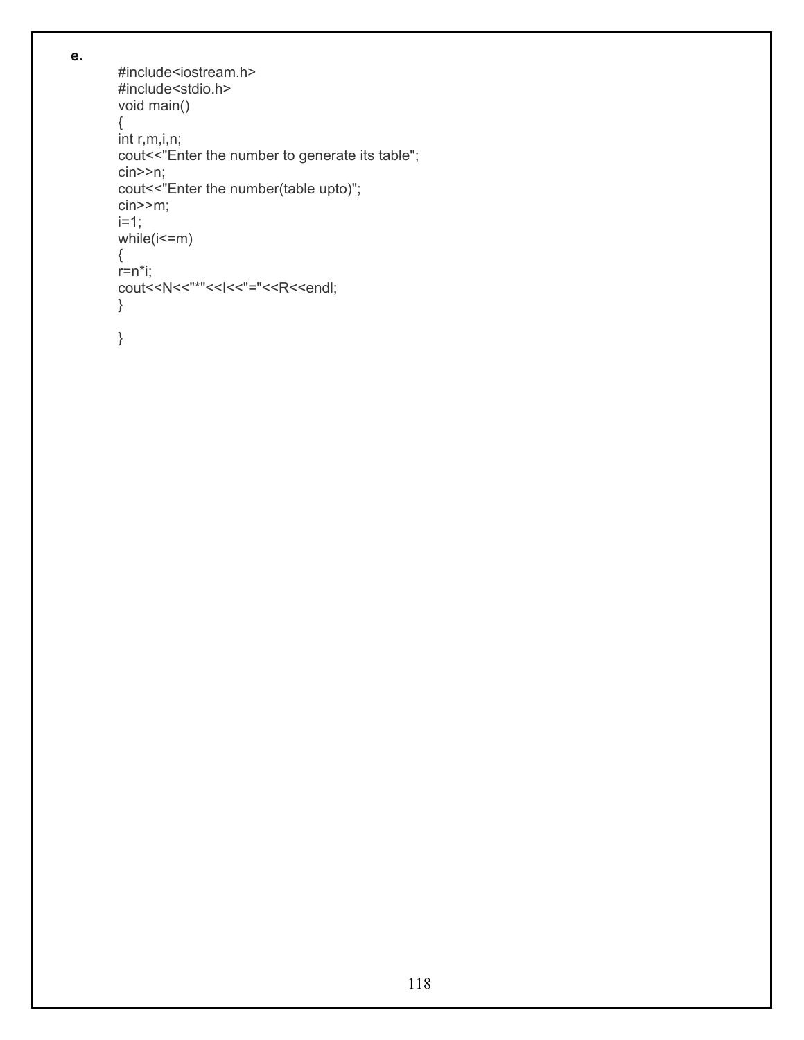**e.**

```
#include<iostream.h>
#include<stdio.h>
void main()
{
int r,m,i,n;
cout<<"Enter the number to generate its table";
cin>>n;
cout<<"Enter the number(table upto)";
cin>>m;
i=1;
while(i<=m)
{
r=n*i;
cout<<N<<"*"<<I<<"="<<R<<endl;
}

}
```